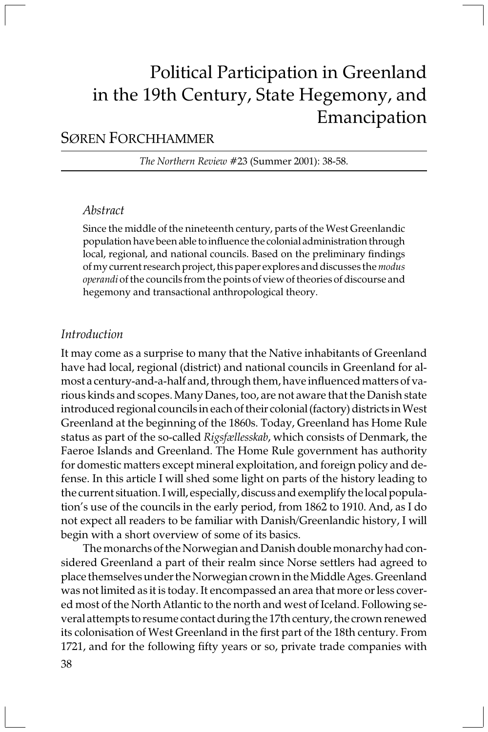# Political Participation in Greenland in the 19th Century, State Hegemony, and Emancipation

SØREN FORCHHAMMER

*The Northern Review* #23 (Summer 2001): 38-58.

### *Abstract*

Since the middle of the nineteenth century, parts of the West Greenlandic population have been able to influence the colonial administration through local, regional, and national councils. Based on the preliminary findings of my current research project, this paper explores and discusses the *modus operandi* of the councils from the points of view of theories of discourse and hegemony and transactional anthropological theory.

## *Introduction*

It may come as a surprise to many that the Native inhabitants of Greenland have had local, regional (district) and national councils in Greenland for almost a century-and-a-half and, through them, have influenced matters of various kinds and scopes. Many Danes, too, are not aware that the Danish state introduced regional councils in each of their colonial (factory) districts in West Greenland at the beginning of the 1860s. Today, Greenland has Home Rule status as part of the so-called *Rigsfællesskab*, which consists of Denmark, the Faeroe Islands and Greenland. The Home Rule government has authority for domestic matters except mineral exploitation, and foreign policy and defense. In this article I will shed some light on parts of the history leading to the current situation. I will, especially, discuss and exemplify the local population's use of the councils in the early period, from 1862 to 1910. And, as I do not expect all readers to be familiar with Danish/Greenlandic history, I will begin with a short overview of some of its basics.

The monarchs of the Norwegian and Danish double monarchy had considered Greenland a part of their realm since Norse settlers had agreed to place themselves under the Norwegian crown in the Middle Ages. Greenland was not limited as it is today. It encompassed an area that more or less covered most of the North Atlantic to the north and west of Iceland. Following several attempts to resume contact during the 17th century, the crown renewed its colonisation of West Greenland in the first part of the 18th century. From 1721, and for the following fifty years or so, private trade companies with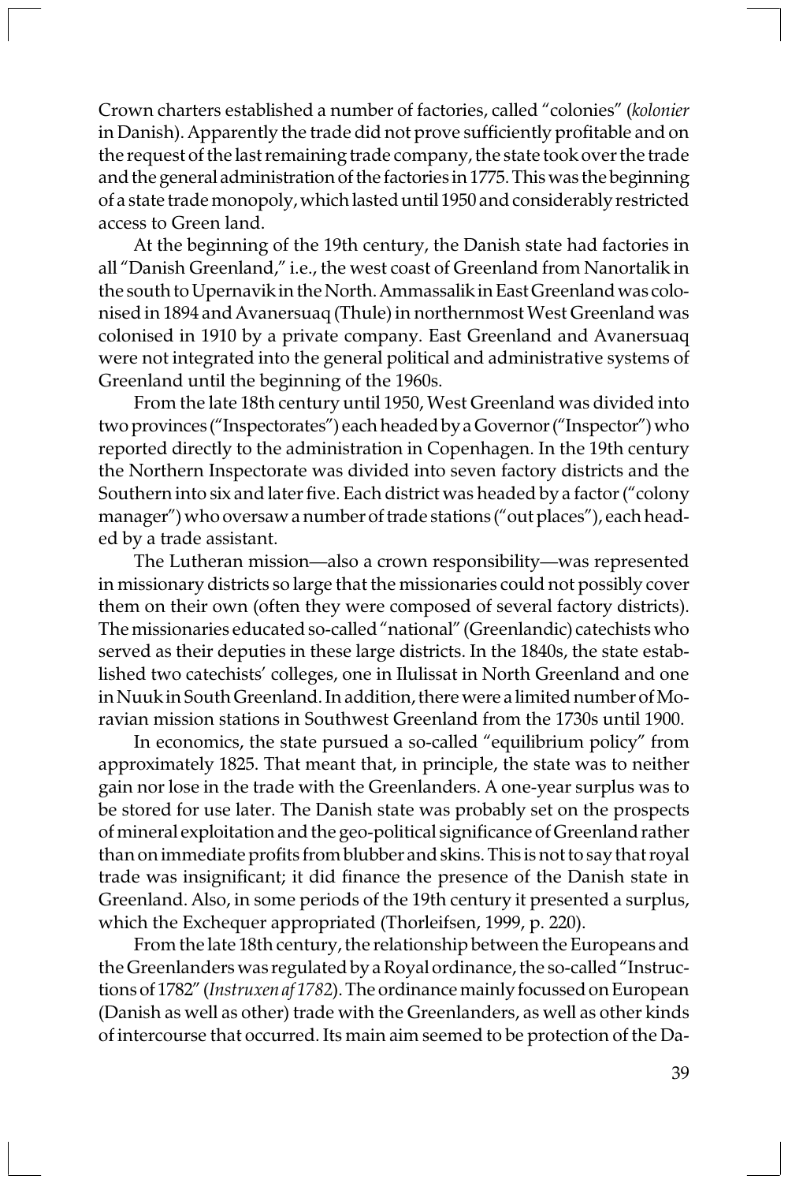Crown charters established a number of factories, called "colonies" (*kolonier* in Danish). Apparently the trade did not prove sufficiently profitable and on the request of the last remaining trade company, the state took over the trade and the general administration of the factories in 1775. This was the beginning of a state trade monopoly, which lasted until 1950 and considerably restricted access to Green land.

At the beginning of the 19th century, the Danish state had factories in all "Danish Greenland," i.e., the west coast of Greenland from Nanortalik in the south to Upernavik in the North. Ammassalik in East Greenland was colonised in 1894 and Avanersuaq (Thule) in northernmost West Greenland was colonised in 1910 by a private company. East Greenland and Avanersuaq were not integrated into the general political and administrative systems of Greenland until the beginning of the 1960s.

From the late 18th century until 1950, West Greenland was divided into two provinces ("Inspectorates") each headed by a Governor ("Inspector") who reported directly to the administration in Copenhagen. In the 19th century the Northern Inspectorate was divided into seven factory districts and the Southern into six and later five. Each district was headed by a factor ("colony manager") who oversaw a number of trade stations ("out places"), each headed by a trade assistant.

The Lutheran mission—also a crown responsibility—was represented in missionary districts so large that the missionaries could not possibly cover them on their own (often they were composed of several factory districts). The missionaries educated so-called "national" (Greenlandic) catechists who served as their deputies in these large districts. In the 1840s, the state established two catechists' colleges, one in Ilulissat in North Greenland and one in Nuuk in South Greenland. In addition, there were a limited number of Moravian mission stations in Southwest Greenland from the 1730s until 1900.

In economics, the state pursued a so-called "equilibrium policy" from approximately 1825. That meant that, in principle, the state was to neither gain nor lose in the trade with the Greenlanders. A one-year surplus was to be stored for use later. The Danish state was probably set on the prospects of mineral exploitation and the geo-political significance of Greenland rather than on immediate profits from blubber and skins. This is not to say that royal trade was insignificant; it did finance the presence of the Danish state in Greenland. Also, in some periods of the 19th century it presented a surplus, which the Exchequer appropriated (Thorleifsen, 1999, p. 220).

From the late 18th century, the relationship between the Europeans and the Greenlanders was regulated by a Royal ordinance, the so-called "Instructions of 1782" (*Instruxen af 1782*). The ordinance mainly focussed on European (Danish as well as other) trade with the Greenlanders, as well as other kinds of intercourse that occurred. Its main aim seemed to be protection of the Da-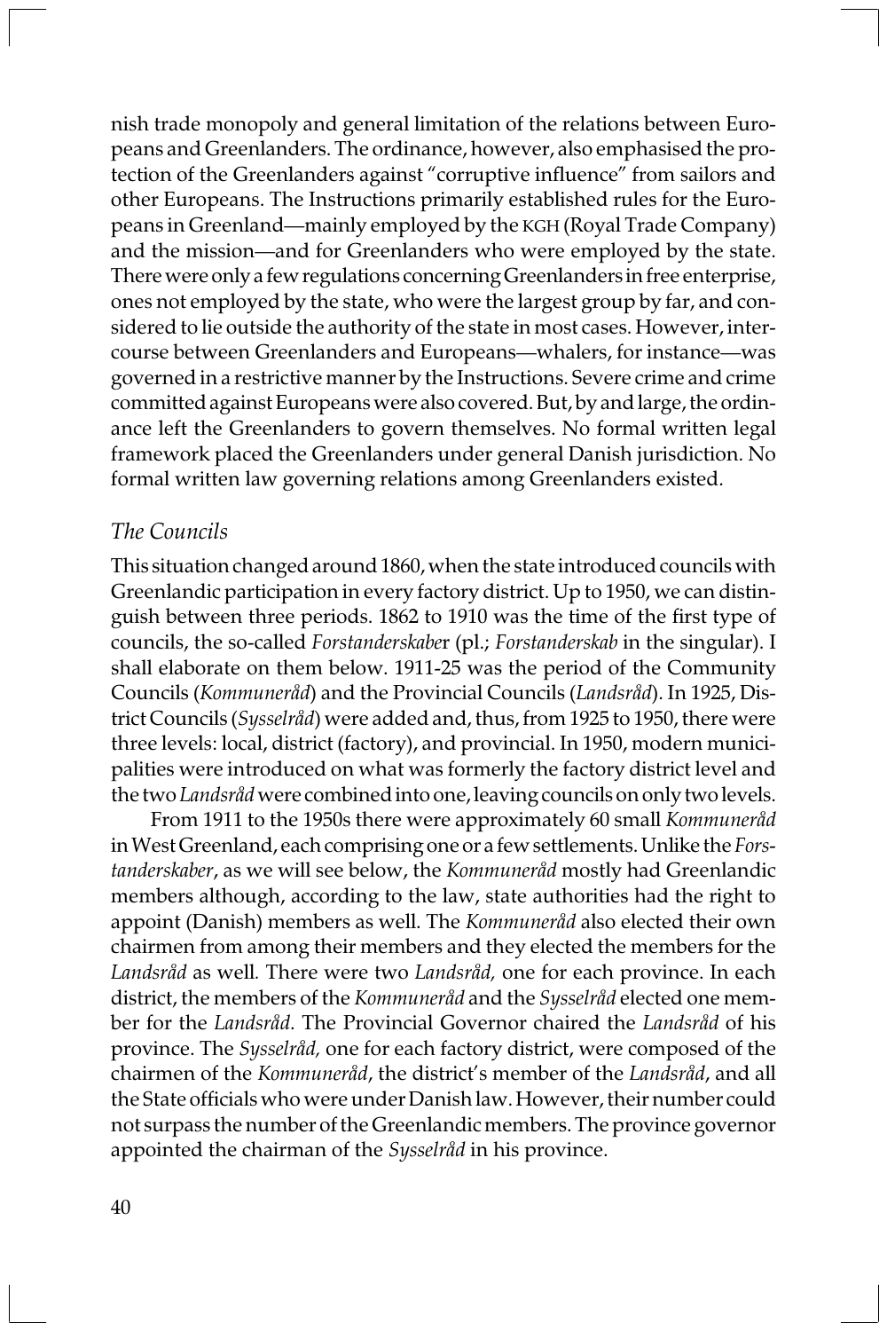nish trade monopoly and general limitation of the relations between Europeans and Greenlanders. The ordinance, however, also emphasised the protection of the Greenlanders against "corruptive influence" from sailors and other Europeans. The Instructions primarily established rules for the Europeans in Greenland—mainly employed by the KGH (Royal Trade Company) and the mission—and for Greenlanders who were employed by the state. There were only a few regulations concerning Greenlanders in free enterprise, ones not employed by the state, who were the largest group by far, and considered to lie outside the authority of the state in most cases. However, intercourse between Greenlanders and Europeans—whalers, for instance—was governed in a restrictive manner by the Instructions. Severe crime and crime committed against Europeans were also covered. But, by and large, the ordinance left the Greenlanders to govern themselves. No formal written legal framework placed the Greenlanders under general Danish jurisdiction. No formal written law governing relations among Greenlanders existed.

### *The Councils*

This situation changed around 1860, when the state introduced councils with Greenlandic participation in every factory district. Up to 1950, we can distinguish between three periods. 1862 to 1910 was the time of the first type of councils, the so-called *Forstanderskabe*r (pl.; *Forstanderskab* in the singular). I shall elaborate on them below. 1911-25 was the period of the Community Councils (*Kommuneråd*) and the Provincial Councils (*Landsråd*). In 1925, District Councils (*Sysselråd*) were added and, thus, from 1925 to 1950, there were three levels: local, district (factory), and provincial. In 1950, modern municipalities were introduced on what was formerly the factory district level and the two *Landsråd* were combined into one, leaving councils on only two levels.

From 1911 to the 1950s there were approximately 60 small *Kommuneråd* in West Greenland, each comprising one or a few settlements. Unlike the *Forstanderskaber*, as we will see below, the *Kommuneråd* mostly had Greenlandic members although, according to the law, state authorities had the right to appoint (Danish) members as well. The *Kommuneråd* also elected their own chairmen from among their members and they elected the members for the *Landsråd* as well. There were two *Landsråd,* one for each province. In each district, the members of the *Kommuneråd* and the *Sysselråd* elected one member for the *Landsråd*. The Provincial Governor chaired the *Landsråd* of his province. The *Sysselråd,* one for each factory district, were composed of the chairmen of the *Kommuneråd*, the district's member of the *Landsråd*, and all the State officials who were under Danish law. However, their number could not surpass the number of the Greenlandic members. The province governor appointed the chairman of the *Sysselråd* in his province.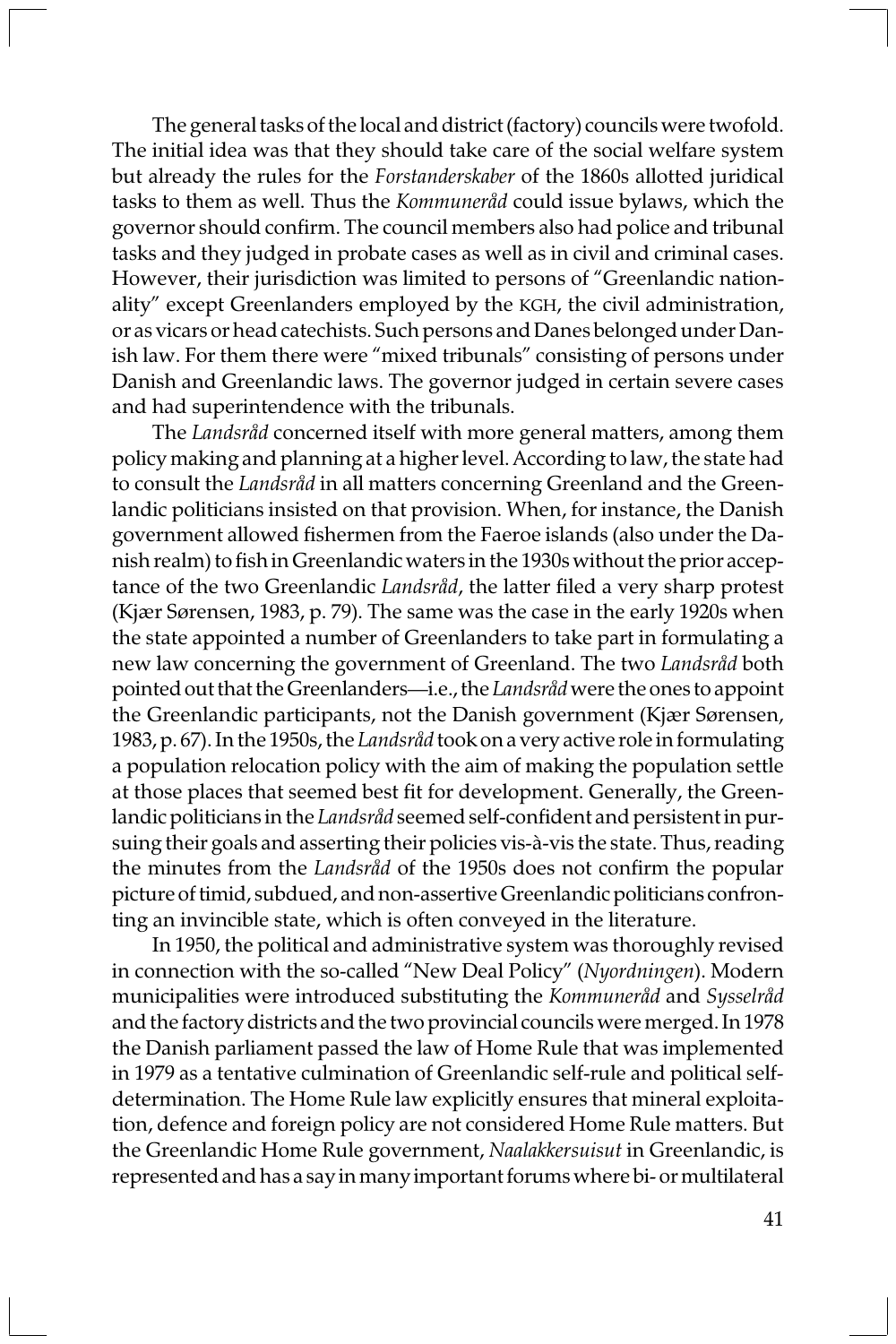The general tasks of the local and district (factory) councils were twofold. The initial idea was that they should take care of the social welfare system but already the rules for the *Forstanderskaber* of the 1860s allotted juridical tasks to them as well. Thus the *Kommuneråd* could issue bylaws, which the governor should confirm. The council members also had police and tribunal tasks and they judged in probate cases as well as in civil and criminal cases. However, their jurisdiction was limited to persons of "Greenlandic nationality" except Greenlanders employed by the KGH, the civil administration, or as vicars or head catechists. Such persons and Danes belonged under Danish law. For them there were "mixed tribunals" consisting of persons under Danish and Greenlandic laws. The governor judged in certain severe cases and had superintendence with the tribunals.

The *Landsråd* concerned itself with more general matters, among them policy making and planning at a higher level. According to law, the state had to consult the *Landsråd* in all matters concerning Greenland and the Greenlandic politicians insisted on that provision. When, for instance, the Danish government allowed fishermen from the Faeroe islands (also under the Danish realm) to fish in Greenlandic waters in the 1930s without the prior acceptance of the two Greenlandic *Landsråd*, the latter filed a very sharp protest (Kjær Sørensen, 1983, p. 79). The same was the case in the early 1920s when the state appointed a number of Greenlanders to take part in formulating a new law concerning the government of Greenland. The two *Landsråd* both pointed out that the Greenlanders—i.e., the *Landsråd* were the ones to appoint the Greenlandic participants, not the Danish government (Kjær Sørensen, 1983, p. 67). In the 1950s, the *Landsråd* took on a very active role in formulating a population relocation policy with the aim of making the population settle at those places that seemed best fit for development. Generally, the Greenlandic politicians in the *Landsråd* seemed self-confident and persistent in pursuing their goals and asserting their policies vis-à-vis the state. Thus, reading the minutes from the *Landsråd* of the 1950s does not confirm the popular picture of timid, subdued, and non-assertive Greenlandic politicians confronting an invincible state, which is often conveyed in the literature.

In 1950, the political and administrative system was thoroughly revised in connection with the so-called "New Deal Policy" (*Nyordningen*). Modern municipalities were introduced substituting the *Kommuneråd* and *Sysselråd* and the factory districts and the two provincial councils were merged. In 1978 the Danish parliament passed the law of Home Rule that was implemented in 1979 as a tentative culmination of Greenlandic self-rule and political self-determination. The Home Rule law explicitly ensures that mineral exploitation, defence and foreign policy are not considered Home Rule matters. But the Greenlandic Home Rule government, *Naalakkersuisut* in Greenlandic, is represented and has a say in many important forums where bi- or multilateral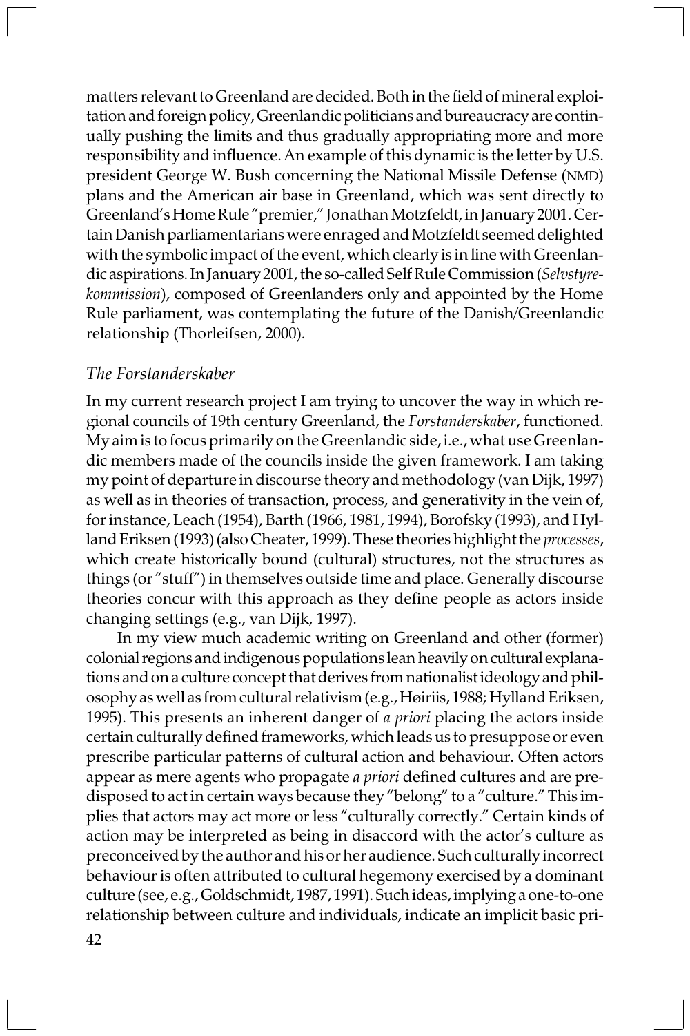matters relevant to Greenland are decided. Both in the field of mineral exploitation and foreign policy, Greenlandic politicians and bureaucracy are continually pushing the limits and thus gradually appropriating more and more responsibility and influence. An example of this dynamic is the letter by U.S. president George W. Bush concerning the National Missile Defense (NMD) plans and the American air base in Greenland, which was sent directly to Greenland's Home Rule "premier," Jonathan Motzfeldt, in January 2001. Certain Danish parliamentarians were enraged and Motzfeldt seemed delighted with the symbolic impact of the event, which clearly is in line with Greenlandic aspirations. In January 2001, the so-called Self Rule Commission (*Selvstyrekommission*), composed of Greenlanders only and appointed by the Home Rule parliament, was contemplating the future of the Danish/Greenlandic relationship (Thorleifsen, 2000).

### *The Forstanderskaber*

In my current research project I am trying to uncover the way in which regional councils of 19th century Greenland, the *Forstanderskaber*, functioned. My aim is to focus primarily on the Greenlandic side, i.e., what use Greenlandic members made of the councils inside the given framework. I am taking my point of departure in discourse theory and methodology (van Dijk, 1997) as well as in theories of transaction, process, and generativity in the vein of, for instance, Leach (1954), Barth (1966, 1981, 1994), Borofsky (1993), and Hylland Eriksen (1993) (also Cheater, 1999). These theories highlight the *processes*, which create historically bound (cultural) structures, not the structures as things (or "stuff") in themselves outside time and place. Generally discourse theories concur with this approach as they define people as actors inside changing settings (e.g., van Dijk, 1997).

In my view much academic writing on Greenland and other (former) colonial regions and indigenous populations lean heavily on cultural explanations and on a culture concept that derives from nationalist ideology and philosophy as well as from cultural relativism (e.g., Høiriis, 1988; Hylland Eriksen, 1995). This presents an inherent danger of *a priori* placing the actors inside certain culturally defined frameworks, which leads us to presuppose or even prescribe particular patterns of cultural action and behaviour. Often actors appear as mere agents who propagate *a priori* defined cultures and are predisposed to act in certain ways because they "belong" to a "culture." This implies that actors may act more or less "culturally correctly." Certain kinds of action may be interpreted as being in disaccord with the actor's culture as preconceived by the author and his or her audience. Such culturally incorrect behaviour is often attributed to cultural hegemony exercised by a dominant culture (see, e.g., Goldschmidt, 1987, 1991). Such ideas, implying a one-to-one relationship between culture and individuals, indicate an implicit basic pri-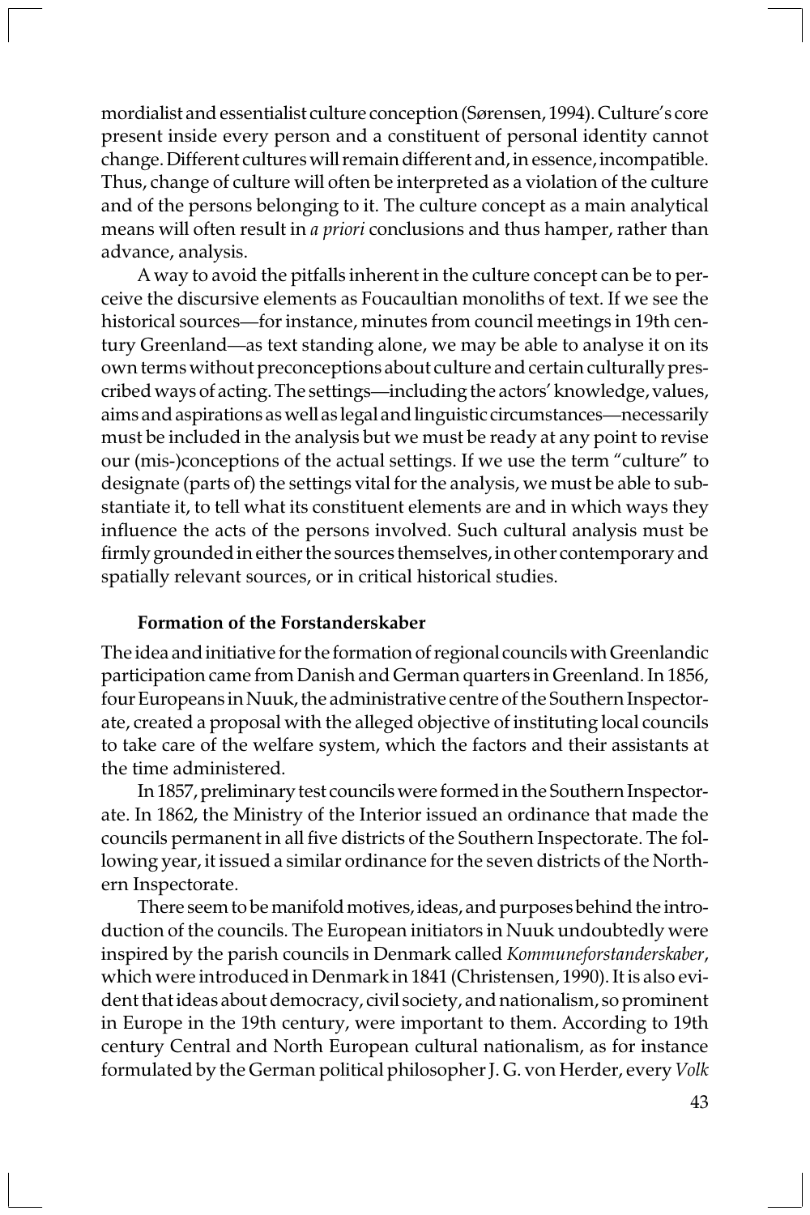mordialist and essentialist culture conception (Sørensen, 1994). Culture's core present inside every person and a constituent of personal identity cannot change. Different cultures will remain different and, in essence, incompatible. Thus, change of culture will often be interpreted as a violation of the culture and of the persons belonging to it. The culture concept as a main analytical means will often result in *a priori* conclusions and thus hamper, rather than advance, analysis.

A way to avoid the pitfalls inherent in the culture concept can be to perceive the discursive elements as Foucaultian monoliths of text. If we see the historical sources—for instance, minutes from council meetings in 19th century Greenland—as text standing alone, we may be able to analyse it on its own terms without preconceptions about culture and certain culturally prescribed ways of acting. The settings—including the actors' knowledge, values, aims and aspirations as well as legal and linguistic circumstances—necessarily must be included in the analysis but we must be ready at any point to revise our (mis-)conceptions of the actual settings. If we use the term "culture" to designate (parts of) the settings vital for the analysis, we must be able to substantiate it, to tell what its constituent elements are and in which ways they influence the acts of the persons involved. Such cultural analysis must be firmly grounded in either the sources themselves, in other contemporary and spatially relevant sources, or in critical historical studies.

### Formation of the Forstanderskaber

The idea and initiative for the formation of regional councils with Greenlandic participation came from Danish and German quarters in Greenland. In 1856, four Europeans in Nuuk, the administrative centre of the Southern Inspectorate, created a proposal with the alleged objective of instituting local councils to take care of the welfare system, which the factors and their assistants at the time administered.

In 1857, preliminary test councils were formed in the Southern Inspectorate. In 1862, the Ministry of the Interior issued an ordinance that made the councils permanent in all five districts of the Southern Inspectorate. The following year, it issued a similar ordinance for the seven districts of the Northern Inspectorate.

There seem to be manifold motives, ideas, and purposes behind the introduction of the councils. The European initiators in Nuuk undoubtedly were inspired by the parish councils in Denmark called *Kommuneforstanderskaber*, which were introduced in Denmark in 1841 (Christensen, 1990). It is also evident that ideas about democracy, civil society, and nationalism, so prominent in Europe in the 19th century, were important to them. According to 19th century Central and North European cultural nationalism, as for instance formulated by the German political philosopher J. G. von Herder, every *Volk*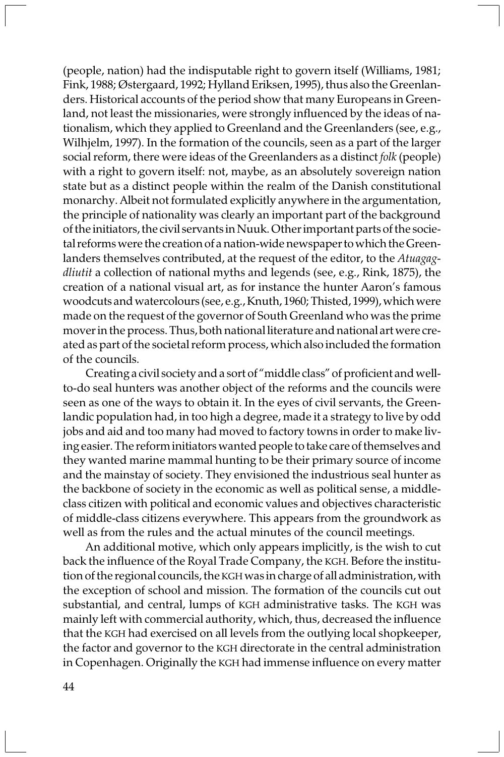(people, nation) had the indisputable right to govern itself (Williams, 1981; Fink, 1988; Østergaard, 1992; Hylland Eriksen, 1995), thus also the Greenlanders. Historical accounts of the period show that many Europeans in Greenland, not least the missionaries, were strongly influenced by the ideas of nationalism, which they applied to Greenland and the Greenlanders (see, e.g., Wilhjelm, 1997). In the formation of the councils, seen as a part of the larger social reform, there were ideas of the Greenlanders as a distinct *folk* (people) with a right to govern itself: not, maybe, as an absolutely sovereign nation state but as a distinct people within the realm of the Danish constitutional monarchy. Albeit not formulated explicitly anywhere in the argumentation, the principle of nationality was clearly an important part of the background of the initiators, the civil servants in Nuuk. Other important parts of the societal reforms were the creation of a nation-wide newspaper to which the Greenlanders themselves contributed, at the request of the editor, to the *Atuagagdliutit* a collection of national myths and legends (see, e.g., Rink, 1875), the creation of a national visual art, as for instance the hunter Aaron's famous woodcuts and watercolours (see, e.g., Knuth, 1960; Thisted, 1999), which were made on the request of the governor of South Greenland who was the prime mover in the process. Thus, both national literature and national art were created as part of the societal reform process, which also included the formation of the councils.

Creating a civil society and a sort of "middle class" of proficient and well-to-do seal hunters was another object of the reforms and the councils were seen as one of the ways to obtain it. In the eyes of civil servants, the Greenlandic population had, in too high a degree, made it a strategy to live by odd jobs and aid and too many had moved to factory towns in order to make living easier. The reform initiators wanted people to take care of themselves and they wanted marine mammal hunting to be their primary source of income and the mainstay of society. They envisioned the industrious seal hunter as the backbone of society in the economic as well as political sense, a middle-class citizen with political and economic values and objectives characteristic of middle-class citizens everywhere. This appears from the groundwork as well as from the rules and the actual minutes of the council meetings.

An additional motive, which only appears implicitly, is the wish to cut back the influence of the Royal Trade Company, the KGH. Before the institution of the regional councils, the KGH was in charge of all administration, with the exception of school and mission. The formation of the councils cut out substantial, and central, lumps of KGH administrative tasks. The KGH was mainly left with commercial authority, which, thus, decreased the influence that the KGH had exercised on all levels from the outlying local shopkeeper, the factor and governor to the KGH directorate in the central administration in Copenhagen. Originally the KGH had immense influence on every matter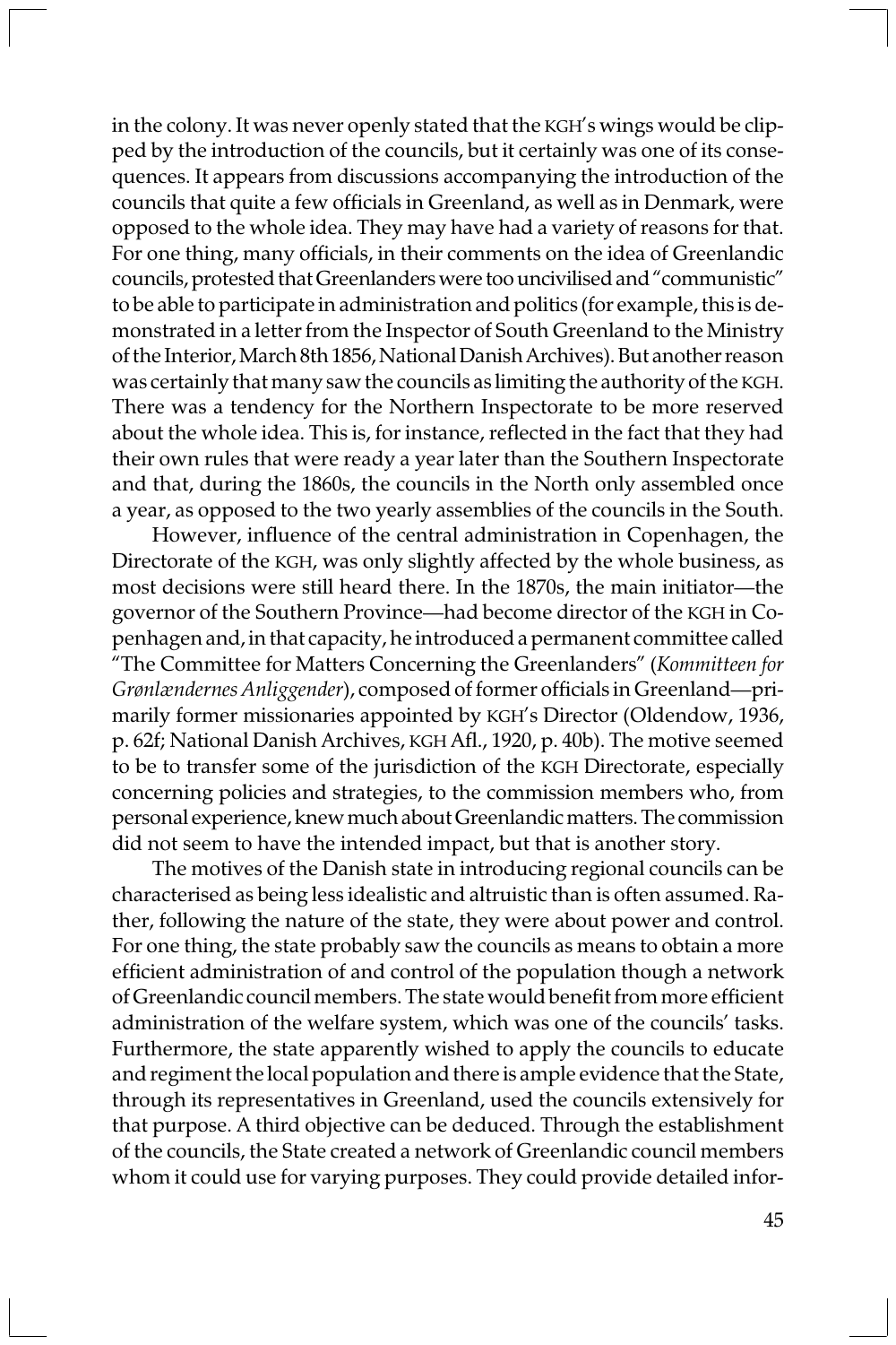in the colony. It was never openly stated that the KGH's wings would be clipped by the introduction of the councils, but it certainly was one of its consequences. It appears from discussions accompanying the introduction of the councils that quite a few officials in Greenland, as well as in Denmark, were opposed to the whole idea. They may have had a variety of reasons for that. For one thing, many officials, in their comments on the idea of Greenlandic councils, protested that Greenlanders were too uncivilised and "communistic" to be able to participate in administration and politics (for example, this is demonstrated in a letter from the Inspector of South Greenland to the Ministry of the Interior, March 8th 1856, National Danish Archives). But another reason was certainly that many saw the councils as limiting the authority of the KGH. There was a tendency for the Northern Inspectorate to be more reserved about the whole idea. This is, for instance, reflected in the fact that they had their own rules that were ready a year later than the Southern Inspectorate and that, during the 1860s, the councils in the North only assembled once a year, as opposed to the two yearly assemblies of the councils in the South.

However, influence of the central administration in Copenhagen, the Directorate of the KGH, was only slightly affected by the whole business, as most decisions were still heard there. In the 1870s, the main initiator—the governor of the Southern Province—had become director of the KGH in Copenhagen and, in that capacity, he introduced a permanent committee called "The Committee for Matters Concerning the Greenlanders" (*Kommitteen for Grønlændernes Anliggender*), composed of former officials in Greenland—primarily former missionaries appointed by KGH's Director (Oldendow, 1936, p. 62f; National Danish Archives, KGH Afl., 1920, p. 40b). The motive seemed to be to transfer some of the jurisdiction of the KGH Directorate, especially concerning policies and strategies, to the commission members who, from personal experience, knew much about Greenlandic matters. The commission did not seem to have the intended impact, but that is another story.

The motives of the Danish state in introducing regional councils can be characterised as being less idealistic and altruistic than is often assumed. Rather, following the nature of the state, they were about power and control. For one thing, the state probably saw the councils as means to obtain a more efficient administration of and control of the population though a network of Greenlandic council members. The state would benefit from more efficient administration of the welfare system, which was one of the councils' tasks. Furthermore, the state apparently wished to apply the councils to educate and regiment the local population and there is ample evidence that the State, through its representatives in Greenland, used the councils extensively for that purpose. A third objective can be deduced. Through the establishment of the councils, the State created a network of Greenlandic council members whom it could use for varying purposes. They could provide detailed infor-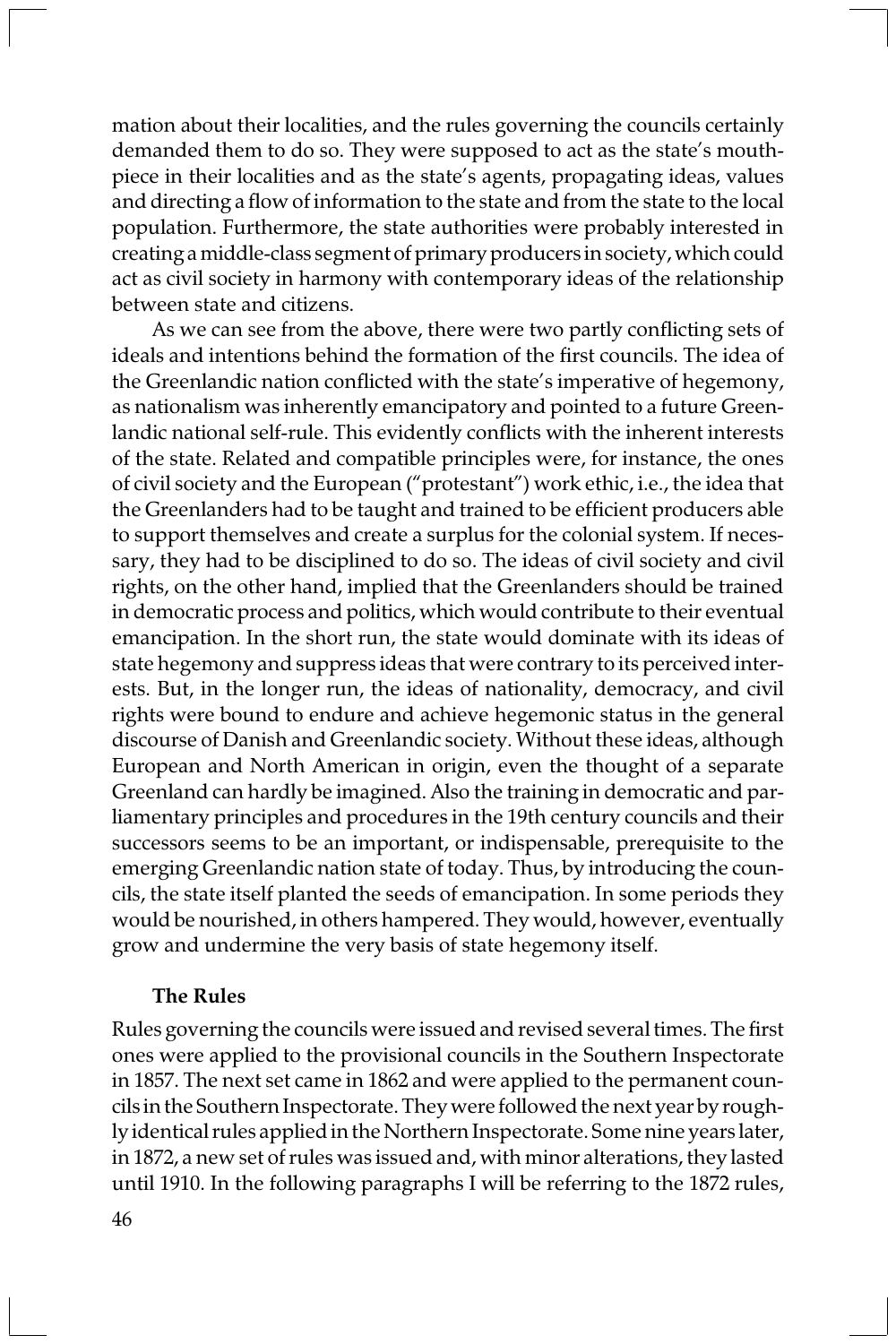mation about their localities, and the rules governing the councils certainly demanded them to do so. They were supposed to act as the state's mouthpiece in their localities and as the state's agents, propagating ideas, values and directing a flow of information to the state and from the state to the local population. Furthermore, the state authorities were probably interested in creating a middle-class segment of primary producers in society, which could act as civil society in harmony with contemporary ideas of the relationship between state and citizens.

As we can see from the above, there were two partly conflicting sets of ideals and intentions behind the formation of the first councils. The idea of the Greenlandic nation conflicted with the state's imperative of hegemony, as nationalism was inherently emancipatory and pointed to a future Greenlandic national self-rule. This evidently conflicts with the inherent interests of the state. Related and compatible principles were, for instance, the ones of civil society and the European ("protestant") work ethic, i.e., the idea that the Greenlanders had to be taught and trained to be efficient producers able to support themselves and create a surplus for the colonial system. If necessary, they had to be disciplined to do so. The ideas of civil society and civil rights, on the other hand, implied that the Greenlanders should be trained in democratic process and politics, which would contribute to their eventual emancipation. In the short run, the state would dominate with its ideas of state hegemony and suppress ideas that were contrary to its perceived interests. But, in the longer run, the ideas of nationality, democracy, and civil rights were bound to endure and achieve hegemonic status in the general discourse of Danish and Greenlandic society. Without these ideas, although European and North American in origin, even the thought of a separate Greenland can hardly be imagined. Also the training in democratic and parliamentary principles and procedures in the 19th century councils and their successors seems to be an important, or indispensable, prerequisite to the emerging Greenlandic nation state of today. Thus, by introducing the councils, the state itself planted the seeds of emancipation. In some periods they would be nourished, in others hampered. They would, however, eventually grow and undermine the very basis of state hegemony itself.

**The Rules**

Rules governing the councils were issued and revised several times. The first ones were applied to the provisional councils in the Southern Inspectorate in 1857. The next set came in 1862 and were applied to the permanent councils in the Southern Inspectorate. They were followed the next year by roughly identical rules applied in the Northern Inspectorate. Some nine years later, in 1872, a new set of rules was issued and, with minor alterations, they lasted until 1910. In the following paragraphs I will be referring to the 1872 rules,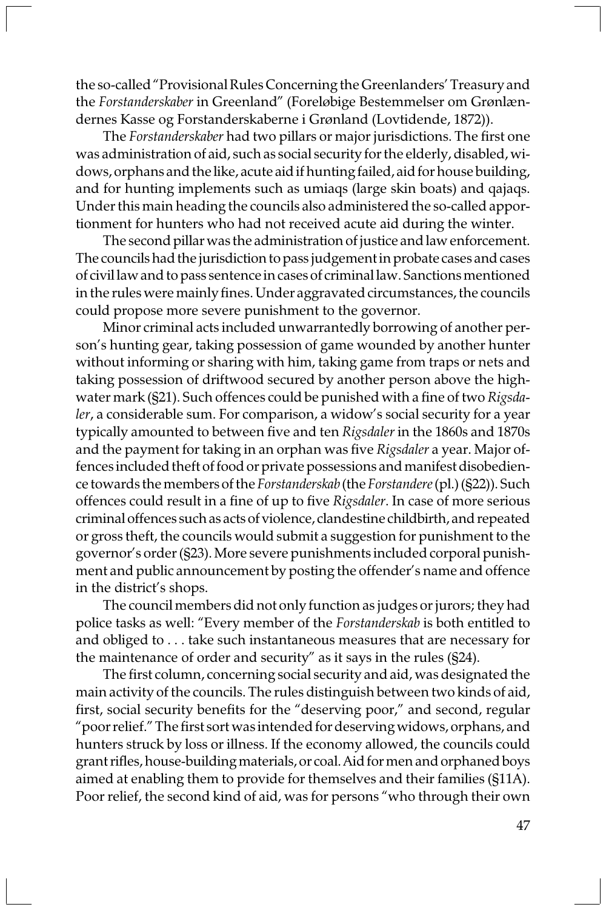the so-called "Provisional Rules Concerning the Greenlanders' Treasury and the *Forstanderskaber* in Greenland" (Foreløbige Bestemmelser om Grønlændernes Kasse og Forstanderskaberne i Grønland (Lovtidende, 1872)).

The *Forstanderskaber* had two pillars or major jurisdictions. The first one was administration of aid, such as social security for the elderly, disabled, widows, orphans and the like, acute aid if hunting failed, aid for house building, and for hunting implements such as umiaqs (large skin boats) and qajaqs. Under this main heading the councils also administered the so-called apportionment for hunters who had not received acute aid during the winter.

The second pillar was the administration of justice and law enforcement. The councils had the jurisdiction to pass judgement in probate cases and cases of civil law and to pass sentence in cases of criminal law. Sanctions mentioned in the rules were mainly fines. Under aggravated circumstances, the councils could propose more severe punishment to the governor.

Minor criminal acts included unwarrantedly borrowing of another person's hunting gear, taking possession of game wounded by another hunter without informing or sharing with him, taking game from traps or nets and taking possession of driftwood secured by another person above the high-water mark (§21). Such offences could be punished with a fine of two *Rigsdaler*, a considerable sum. For comparison, a widow's social security for a year typically amounted to between five and ten *Rigsdaler* in the 1860s and 1870s and the payment for taking in an orphan was five *Rigsdaler* a year. Major offences included theft of food or private possessions and manifest disobedience towards the members of the *Forstanderskab* (the *Forstandere* (pl.) (§22)). Such offences could result in a fine of up to five *Rigsdaler*. In case of more serious criminal offences such as acts of violence, clandestine childbirth, and repeated or gross theft, the councils would submit a suggestion for punishment to the governor's order (§23). More severe punishments included corporal punishment and public announcement by posting the offender's name and offence in the district's shops.

The council members did not only function as judges or jurors; they had police tasks as well: "Every member of the *Forstanderskab* is both entitled to and obliged to . . . take such instantaneous measures that are necessary for the maintenance of order and security" as it says in the rules (§24).

The first column, concerning social security and aid, was designated the main activity of the councils. The rules distinguish between two kinds of aid, first, social security benefits for the "deserving poor," and second, regular "poor relief." The first sort was intended for deserving widows, orphans, and hunters struck by loss or illness. If the economy allowed, the councils could grant rifles, house-building materials, or coal. Aid for men and orphaned boys aimed at enabling them to provide for themselves and their families (§11A). Poor relief, the second kind of aid, was for persons "who through their own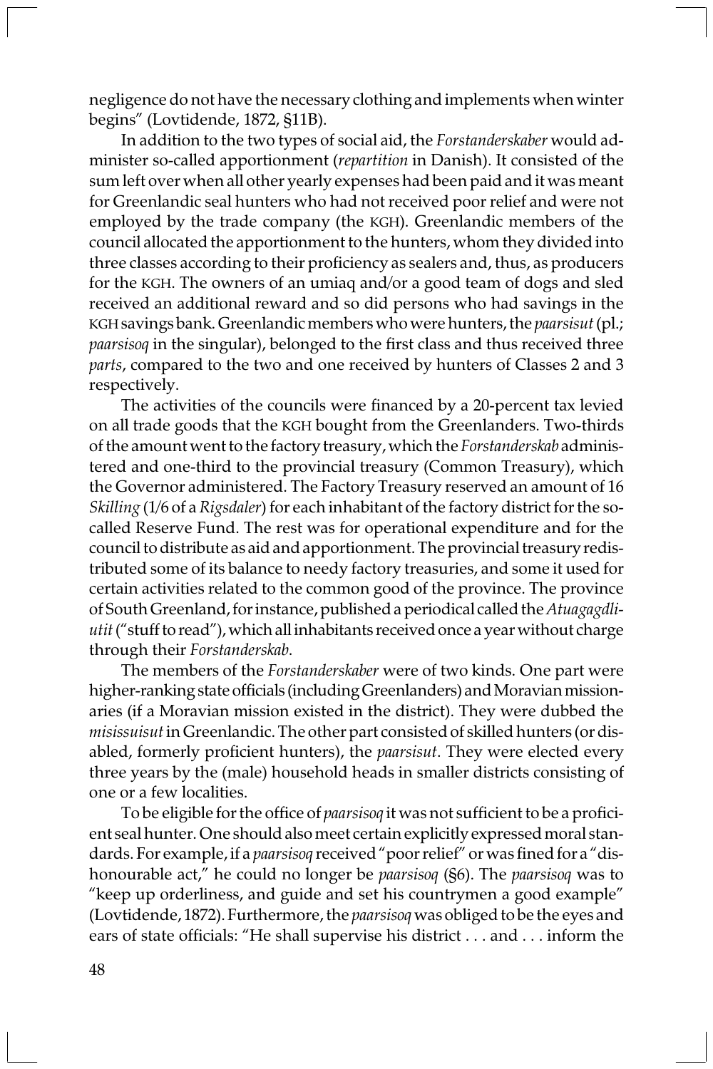negligence do not have the necessary clothing and implements when winter begins" (Lovtidende, 1872, §11B).

In addition to the two types of social aid, the *Forstanderskaber* would administer so-called apportionment (*repartition* in Danish). It consisted of the sum left over when all other yearly expenses had been paid and it was meant for Greenlandic seal hunters who had not received poor relief and were not employed by the trade company (the KGH). Greenlandic members of the council allocated the apportionment to the hunters, whom they divided into three classes according to their proficiency as sealers and, thus, as producers for the KGH. The owners of an umiaq and/or a good team of dogs and sled received an additional reward and so did persons who had savings in the KGH savings bank. Greenlandic members who were hunters, the *paarsisut* (pl.; *paarsisoq* in the singular), belonged to the first class and thus received three *parts*, compared to the two and one received by hunters of Classes 2 and 3 respectively.

The activities of the councils were financed by a 20-percent tax levied on all trade goods that the KGH bought from the Greenlanders. Two-thirds of the amount went to the factory treasury, which the *Forstanderskab* administered and one-third to the provincial treasury (Common Treasury), which the Governor administered. The Factory Treasury reserved an amount of 16 *Skilling* (1/6 of a *Rigsdaler*) for each inhabitant of the factory district for the so-called Reserve Fund. The rest was for operational expenditure and for the council to distribute as aid and apportionment. The provincial treasury redistributed some of its balance to needy factory treasuries, and some it used for certain activities related to the common good of the province. The province of South Greenland, for instance, published a periodical called the *Atuagagdliutit* ("stuff to read"), which all inhabitants received once a year without charge through their *Forstanderskab*.

The members of the *Forstanderskaber* were of two kinds. One part were higher-ranking state officials (including Greenlanders) and Moravian missionaries (if a Moravian mission existed in the district). They were dubbed the *misissuisut* in Greenlandic. The other part consisted of skilled hunters (or disabled, formerly proficient hunters), the *paarsisut*. They were elected every three years by the (male) household heads in smaller districts consisting of one or a few localities.

To be eligible for the office of *paarsisoq* it was not sufficient to be a proficient seal hunter. One should also meet certain explicitly expressed moral standards. For example, if a *paarsisoq* received "poor relief" or was fined for a "dishonourable act," he could no longer be *paarsisoq* (§6). The *paarsisoq* was to "keep up orderliness, and guide and set his countrymen a good example" (Lovtidende, 1872). Furthermore, the *paarsisoq* was obliged to be the eyes and ears of state officials: "He shall supervise his district . . . and . . . inform the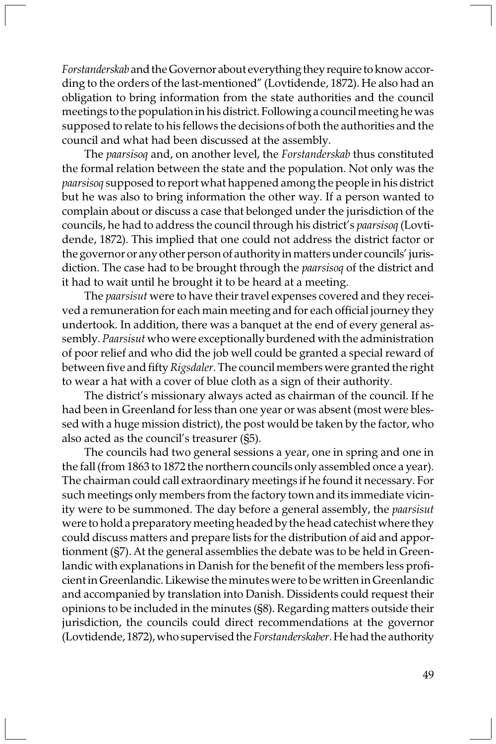*Forstanderskab* and the Governor about everything they require to know according to the orders of the last-mentioned" (Lovtidende, 1872). He also had an obligation to bring information from the state authorities and the council meetings to the population in his district. Following a council meeting he was supposed to relate to his fellows the decisions of both the authorities and the council and what had been discussed at the assembly.

The *paarsisoq* and, on another level, the *Forstanderskab* thus constituted the formal relation between the state and the population. Not only was the *paarsisoq* supposed to report what happened among the people in his district but he was also to bring information the other way. If a person wanted to complain about or discuss a case that belonged under the jurisdiction of the councils, he had to address the council through his district's *paarsisoq* (Lovtidende, 1872). This implied that one could not address the district factor or the governor or any other person of authority in matters under councils' jurisdiction. The case had to be brought through the *paarsisoq* of the district and it had to wait until he brought it to be heard at a meeting.

The *paarsisut* were to have their travel expenses covered and they received a remuneration for each main meeting and for each official journey they undertook. In addition, there was a banquet at the end of every general assembly. *Paarsisut* who were exceptionally burdened with the administration of poor relief and who did the job well could be granted a special reward of between five and fifty *Rigsdaler*. The council members were granted the right to wear a hat with a cover of blue cloth as a sign of their authority.

The district's missionary always acted as chairman of the council. If he had been in Greenland for less than one year or was absent (most were blessed with a huge mission district), the post would be taken by the factor, who also acted as the council's treasurer (§5).

The councils had two general sessions a year, one in spring and one in the fall (from 1863 to 1872 the northern councils only assembled once a year). The chairman could call extraordinary meetings if he found it necessary. For such meetings only members from the factory town and its immediate vicinity were to be summoned. The day before a general assembly, the *paarsisut* were to hold a preparatory meeting headed by the head catechist where they could discuss matters and prepare lists for the distribution of aid and apportionment (§7). At the general assemblies the debate was to be held in Greenlandic with explanations in Danish for the benefit of the members less proficient in Greenlandic. Likewise the minutes were to be written in Greenlandic and accompanied by translation into Danish. Dissidents could request their opinions to be included in the minutes (§8). Regarding matters outside their jurisdiction, the councils could direct recommendations at the governor (Lovtidende, 1872), who supervised the *Forstanderskaber*. He had the authority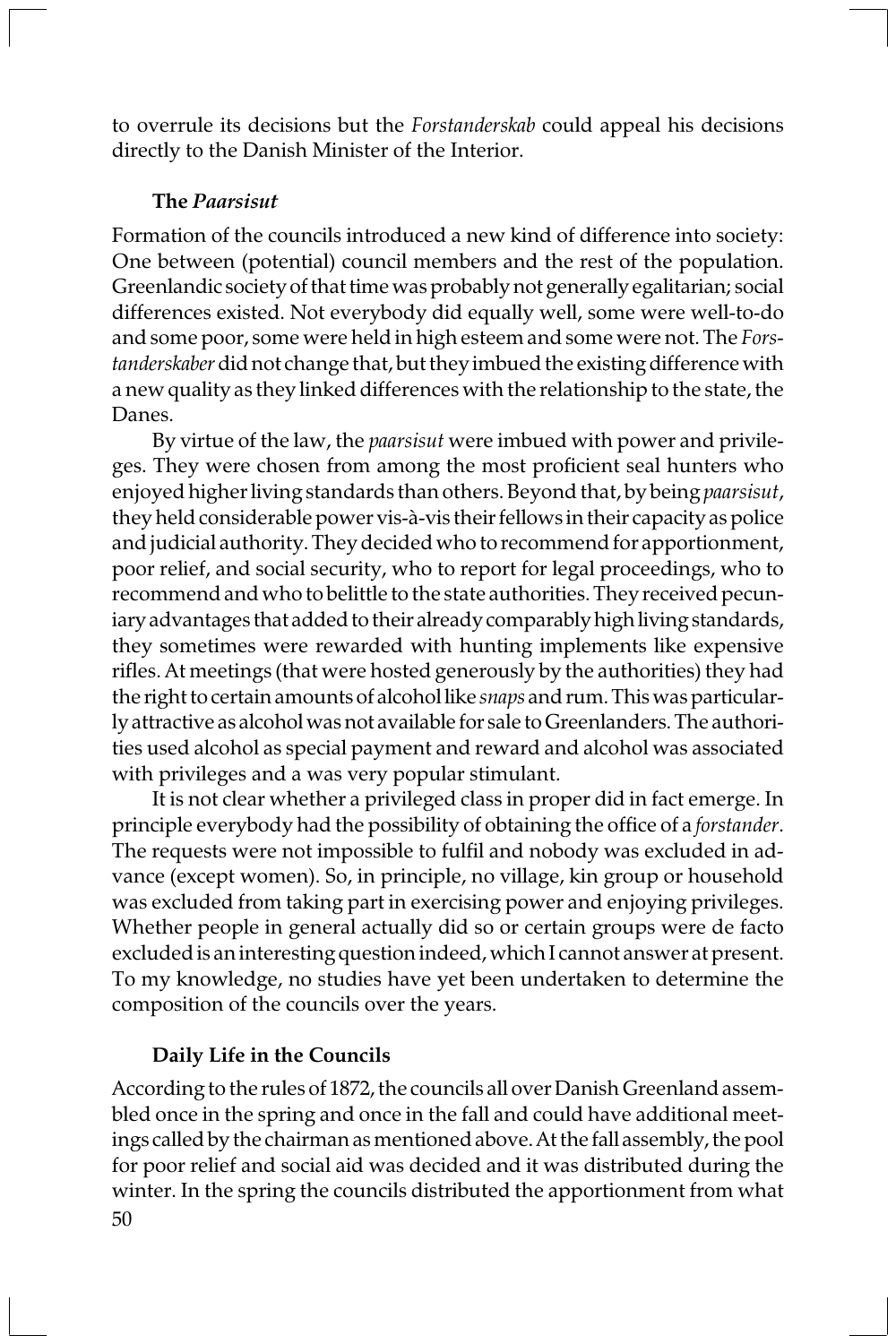to overrule its decisions but the *Forstanderskab* could appeal his decisions directly to the Danish Minister of the Interior.

### The *Paarsisut*

Formation of the councils introduced a new kind of difference into society: One between (potential) council members and the rest of the population. Greenlandic society of that time was probably not generally egalitarian; social differences existed. Not everybody did equally well, some were well-to-do and some poor, some were held in high esteem and some were not. The *Forstanderskaber* did not change that, but they imbued the existing difference with a new quality as they linked differences with the relationship to the state, the Danes.

By virtue of the law, the *paarsisut* were imbued with power and privileges. They were chosen from among the most proficient seal hunters who enjoyed higher living standards than others. Beyond that, by being *paarsisut*, they held considerable power vis-à-vis their fellows in their capacity as police and judicial authority. They decided who to recommend for apportionment, poor relief, and social security, who to report for legal proceedings, who to recommend and who to belittle to the state authorities. They received pecuniary advantages that added to their already comparably high living standards, they sometimes were rewarded with hunting implements like expensive rifles. At meetings (that were hosted generously by the authorities) they had the right to certain amounts of alcohol like *snaps* and rum. This was particularly attractive as alcohol was not available for sale to Greenlanders. The authorities used alcohol as special payment and reward and alcohol was associated with privileges and a was very popular stimulant.

It is not clear whether a privileged class in proper did in fact emerge. In principle everybody had the possibility of obtaining the office of a *forstander*. The requests were not impossible to fulfil and nobody was excluded in advance (except women). So, in principle, no village, kin group or household was excluded from taking part in exercising power and enjoying privileges. Whether people in general actually did so or certain groups were de facto excluded is an interesting question indeed, which I cannot answer at present. To my knowledge, no studies have yet been undertaken to determine the composition of the councils over the years.

### Daily Life in the Councils

According to the rules of 1872, the councils all over Danish Greenland assembled once in the spring and once in the fall and could have additional meetings called by the chairman as mentioned above. At the fall assembly, the pool for poor relief and social aid was decided and it was distributed during the winter. In the spring the councils distributed the apportionment from what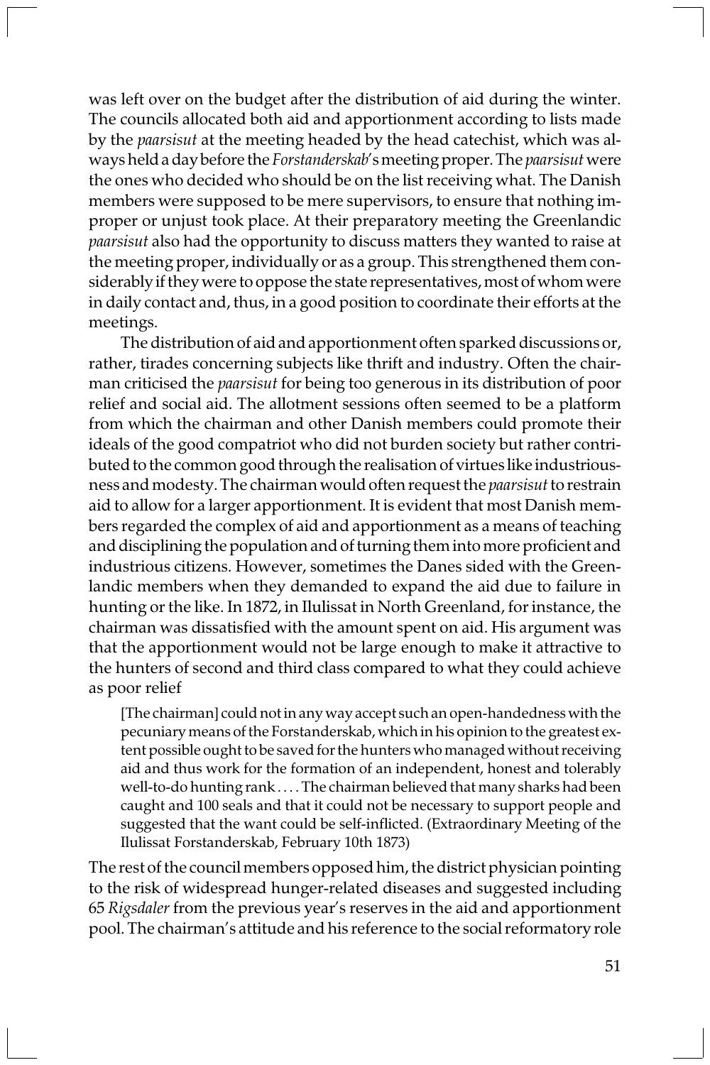was left over on the budget after the distribution of aid during the winter. The councils allocated both aid and apportionment according to lists made by the *paarsisut* at the meeting headed by the head catechist, which was always held a day before the *Forstanderskab*'s meeting proper. The *paarsisut* were the ones who decided who should be on the list receiving what. The Danish members were supposed to be mere supervisors, to ensure that nothing improper or unjust took place. At their preparatory meeting the Greenlandic *paarsisut* also had the opportunity to discuss matters they wanted to raise at the meeting proper, individually or as a group. This strengthened them considerably if they were to oppose the state representatives, most of whom were in daily contact and, thus, in a good position to coordinate their efforts at the meetings.

The distribution of aid and apportionment often sparked discussions or, rather, tirades concerning subjects like thrift and industry. Often the chairman criticised the *paarsisut* for being too generous in its distribution of poor relief and social aid. The allotment sessions often seemed to be a platform from which the chairman and other Danish members could promote their ideals of the good compatriot who did not burden society but rather contributed to the common good through the realisation of virtues like industriousness and modesty. The chairman would often request the *paarsisut* to restrain aid to allow for a larger apportionment. It is evident that most Danish members regarded the complex of aid and apportionment as a means of teaching and disciplining the population and of turning them into more proficient and industrious citizens. However, sometimes the Danes sided with the Greenlandic members when they demanded to expand the aid due to failure in hunting or the like. In 1872, in Ilulissat in North Greenland, for instance, the chairman was dissatisfied with the amount spent on aid. His argument was that the apportionment would not be large enough to make it attractive to the hunters of second and third class compared to what they could achieve as poor relief

> [The chairman] could not in any way accept such an open-handedness with the pecuniary means of the Forstanderskab, which in his opinion to the greatest extent possible ought to be saved for the hunters who managed without receiving aid and thus work for the formation of an independent, honest and tolerably well-to-do hunting rank . . . . The chairman believed that many sharks had been caught and 100 seals and that it could not be necessary to support people and suggested that the want could be self-inflicted. (Extraordinary Meeting of the Ilulissat Forstanderskab, February 10th 1873)

The rest of the council members opposed him, the district physician pointing to the risk of widespread hunger-related diseases and suggested including 65 *Rigsdaler* from the previous year's reserves in the aid and apportionment pool. The chairman's attitude and his reference to the social reformatory role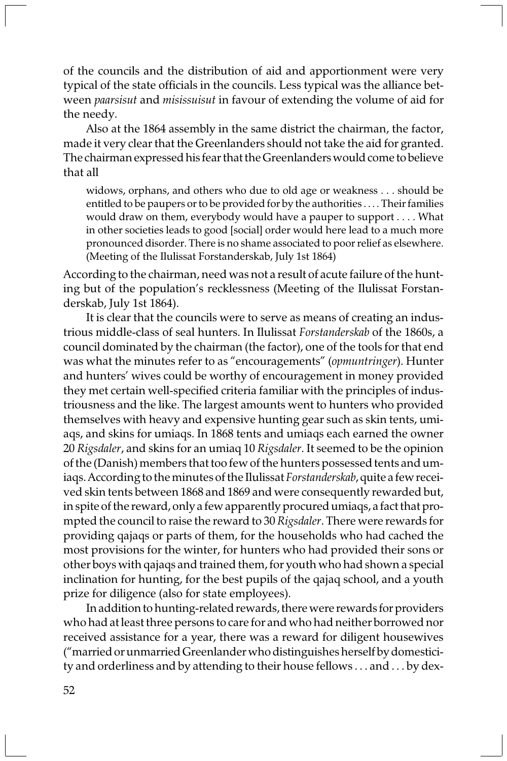of the councils and the distribution of aid and apportionment were very typical of the state officials in the councils. Less typical was the alliance between *paarsisut* and *misissuisut* in favour of extending the volume of aid for the needy.

Also at the 1864 assembly in the same district the chairman, the factor, made it very clear that the Greenlanders should not take the aid for granted. The chairman expressed his fear that the Greenlanders would come to believe that all

> widows, orphans, and others who due to old age or weakness . . . should be entitled to be paupers or to be provided for by the authorities . . . . Their families would draw on them, everybody would have a pauper to support . . . . What in other societies leads to good [social] order would here lead to a much more pronounced disorder. There is no shame associated to poor relief as elsewhere. (Meeting of the Ilulissat Forstanderskab, July 1st 1864)

According to the chairman, need was not a result of acute failure of the hunting but of the population's recklessness (Meeting of the Ilulissat Forstanderskab, July 1st 1864).

It is clear that the councils were to serve as means of creating an industrious middle-class of seal hunters. In Ilulissat *Forstanderskab* of the 1860s, a council dominated by the chairman (the factor), one of the tools for that end was what the minutes refer to as "encouragements" (*opmuntringer*). Hunter and hunters' wives could be worthy of encouragement in money provided they met certain well-specified criteria familiar with the principles of industriousness and the like. The largest amounts went to hunters who provided themselves with heavy and expensive hunting gear such as skin tents, umiaqs, and skins for umiaqs. In 1868 tents and umiaqs each earned the owner 20 *Rigsdaler*, and skins for an umiaq 10 *Rigsdaler*. It seemed to be the opinion of the (Danish) members that too few of the hunters possessed tents and umiaqs. According to the minutes of the Ilulissat *Forstanderskab*, quite a few received skin tents between 1868 and 1869 and were consequently rewarded but, in spite of the reward, only a few apparently procured umiaqs, a fact that prompted the council to raise the reward to 30 *Rigsdaler*. There were rewards for providing qajaqs or parts of them, for the households who had cached the most provisions for the winter, for hunters who had provided their sons or other boys with qajaqs and trained them, for youth who had shown a special inclination for hunting, for the best pupils of the qajaq school, and a youth prize for diligence (also for state employees).

In addition to hunting-related rewards, there were rewards for providers who had at least three persons to care for and who had neither borrowed nor received assistance for a year, there was a reward for diligent housewives ("married or unmarried Greenlander who distinguishes herself by domesticity and orderliness and by attending to their house fellows . . . and . . . by dex-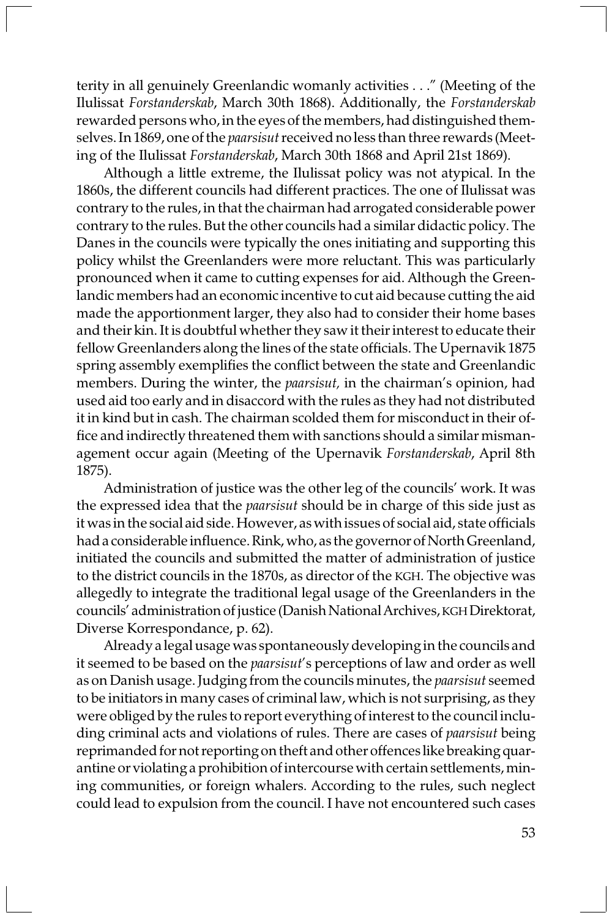terity in all genuinely Greenlandic womanly activities . . ." (Meeting of the Ilulissat *Forstanderskab*, March 30th 1868). Additionally, the *Forstanderskab* rewarded persons who, in the eyes of the members, had distinguished themselves. In 1869, one of the *paarsisut* received no less than three rewards (Meeting of the Ilulissat *Forstanderskab*, March 30th 1868 and April 21st 1869).

Although a little extreme, the Ilulissat policy was not atypical. In the 1860s, the different councils had different practices. The one of Ilulissat was contrary to the rules, in that the chairman had arrogated considerable power contrary to the rules. But the other councils had a similar didactic policy. The Danes in the councils were typically the ones initiating and supporting this policy whilst the Greenlanders were more reluctant. This was particularly pronounced when it came to cutting expenses for aid. Although the Greenlandic members had an economic incentive to cut aid because cutting the aid made the apportionment larger, they also had to consider their home bases and their kin. It is doubtful whether they saw it their interest to educate their fellow Greenlanders along the lines of the state officials. The Upernavik 1875 spring assembly exemplifies the conflict between the state and Greenlandic members. During the winter, the *paarsisut,* in the chairman's opinion, had used aid too early and in disaccord with the rules as they had not distributed it in kind but in cash. The chairman scolded them for misconduct in their office and indirectly threatened them with sanctions should a similar mismanagement occur again (Meeting of the Upernavik *Forstanderskab*, April 8th 1875).

Administration of justice was the other leg of the councils' work. It was the expressed idea that the *paarsisut* should be in charge of this side just as it was in the social aid side. However, as with issues of social aid, state officials had a considerable influence. Rink, who, as the governor of North Greenland, initiated the councils and submitted the matter of administration of justice to the district councils in the 1870s, as director of the KGH. The objective was allegedly to integrate the traditional legal usage of the Greenlanders in the councils' administration of justice (Danish National Archives, KGH Direktorat, Diverse Korrespondance, p. 62).

Already a legal usage was spontaneously developing in the councils and it seemed to be based on the *paarsisut*'s perceptions of law and order as well as on Danish usage. Judging from the councils minutes, the *paarsisut* seemed to be initiators in many cases of criminal law, which is not surprising, as they were obliged by the rules to report everything of interest to the council including criminal acts and violations of rules. There are cases of *paarsisut* being reprimanded for not reporting on theft and other offences like breaking quarantine or violating a prohibition of intercourse with certain settlements, mining communities, or foreign whalers. According to the rules, such neglect could lead to expulsion from the council. I have not encountered such cases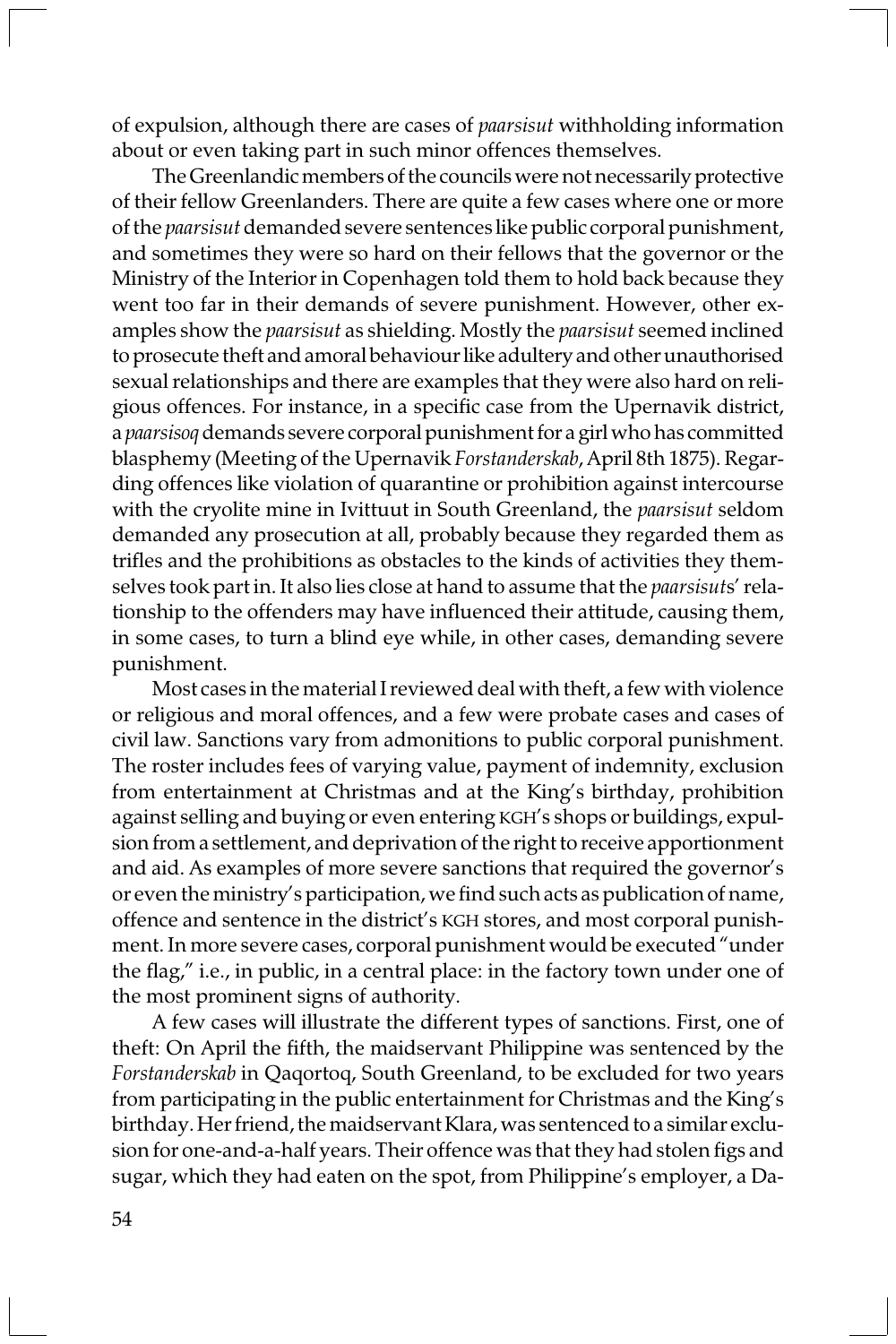of expulsion, although there are cases of *paarsisut* withholding information about or even taking part in such minor offences themselves.

The Greenlandic members of the councils were not necessarily protective of their fellow Greenlanders. There are quite a few cases where one or more of the *paarsisut* demanded severe sentences like public corporal punishment, and sometimes they were so hard on their fellows that the governor or the Ministry of the Interior in Copenhagen told them to hold back because they went too far in their demands of severe punishment. However, other examples show the *paarsisut* as shielding. Mostly the *paarsisut* seemed inclined to prosecute theft and amoral behaviour like adultery and other unauthorised sexual relationships and there are examples that they were also hard on religious offences. For instance, in a specific case from the Upernavik district, a *paarsisoq* demands severe corporal punishment for a girl who has committed blasphemy (Meeting of the Upernavik *Forstanderskab*, April 8th 1875). Regarding offences like violation of quarantine or prohibition against intercourse with the cryolite mine in Ivittuut in South Greenland, the *paarsisut* seldom demanded any prosecution at all, probably because they regarded them as trifles and the prohibitions as obstacles to the kinds of activities they themselves took part in. It also lies close at hand to assume that the *paarsisut*s' relationship to the offenders may have influenced their attitude, causing them, in some cases, to turn a blind eye while, in other cases, demanding severe punishment.

Most cases in the material I reviewed deal with theft, a few with violence or religious and moral offences, and a few were probate cases and cases of civil law. Sanctions vary from admonitions to public corporal punishment. The roster includes fees of varying value, payment of indemnity, exclusion from entertainment at Christmas and at the King's birthday, prohibition against selling and buying or even entering KGH's shops or buildings, expulsion from a settlement, and deprivation of the right to receive apportionment and aid. As examples of more severe sanctions that required the governor's or even the ministry's participation, we find such acts as publication of name, offence and sentence in the district's KGH stores, and most corporal punishment. In more severe cases, corporal punishment would be executed "under the flag," i.e., in public, in a central place: in the factory town under one of the most prominent signs of authority.

A few cases will illustrate the different types of sanctions. First, one of theft: On April the fifth, the maidservant Philippine was sentenced by the *Forstanderskab* in Qaqortoq, South Greenland, to be excluded for two years from participating in the public entertainment for Christmas and the King's birthday. Her friend, the maidservant Klara, was sentenced to a similar exclusion for one-and-a-half years. Their offence was that they had stolen figs and sugar, which they had eaten on the spot, from Philippine's employer, a Da-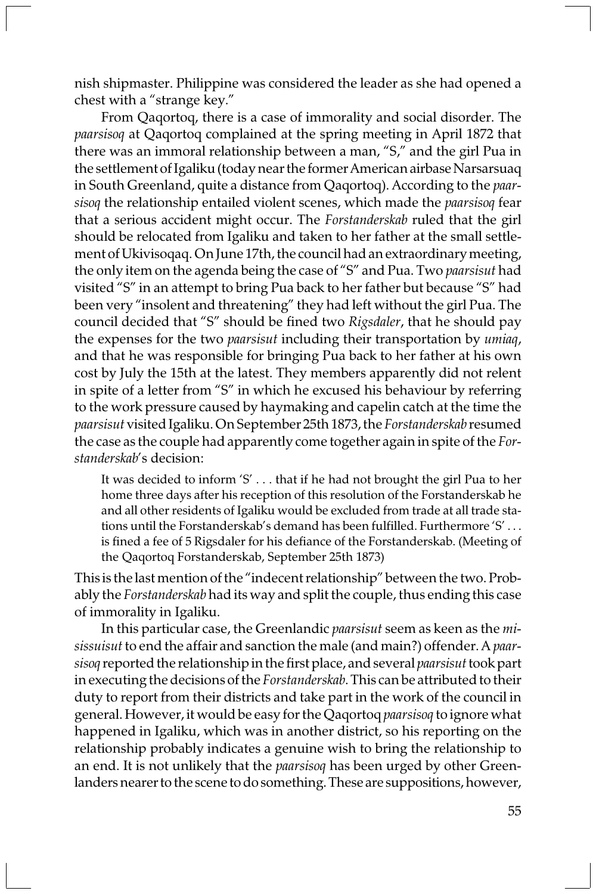nish shipmaster. Philippine was considered the leader as she had opened a chest with a "strange key."

From Qaqortoq, there is a case of immorality and social disorder. The *paarsisoq* at Qaqortoq complained at the spring meeting in April 1872 that there was an immoral relationship between a man, "S," and the girl Pua in the settlement of Igaliku (today near the former American airbase Narsarsuaq in South Greenland, quite a distance from Qaqortoq). According to the *paarsisoq* the relationship entailed violent scenes, which made the *paarsisoq* fear that a serious accident might occur. The *Forstanderskab* ruled that the girl should be relocated from Igaliku and taken to her father at the small settlement of Ukivisoqaq. On June 17th, the council had an extraordinary meeting, the only item on the agenda being the case of "S" and Pua. Two *paarsisut* had visited "S" in an attempt to bring Pua back to her father but because "S" had been very "insolent and threatening" they had left without the girl Pua. The council decided that "S" should be fined two *Rigsdaler*, that he should pay the expenses for the two *paarsisut* including their transportation by *umiaq*, and that he was responsible for bringing Pua back to her father at his own cost by July the 15th at the latest. They members apparently did not relent in spite of a letter from "S" in which he excused his behaviour by referring to the work pressure caused by haymaking and capelin catch at the time the *paarsisut* visited Igaliku. On September 25th 1873, the *Forstanderskab* resumed the case as the couple had apparently come together again in spite of the *Forstanderskab*'s decision:

> It was decided to inform 'S' . . . that if he had not brought the girl Pua to her home three days after his reception of this resolution of the Forstanderskab he and all other residents of Igaliku would be excluded from trade at all trade stations until the Forstanderskab's demand has been fulfilled. Furthermore 'S' . . . is fined a fee of 5 Rigsdaler for his defiance of the Forstanderskab. (Meeting of the Qaqortoq Forstanderskab, September 25th 1873)

This is the last mention of the "indecent relationship" between the two. Probably the *Forstanderskab* had its way and split the couple, thus ending this case of immorality in Igaliku.

In this particular case, the Greenlandic *paarsisut* seem as keen as the *mississuisut* to end the affair and sanction the male (and main?) offender. A *paarsisoq* reported the relationship in the first place, and several *paarsisut* took part in executing the decisions of the *Forstanderskab*. This can be attributed to their duty to report from their districts and take part in the work of the council in general. However, it would be easy for the Qaqortoq *paarsisoq* to ignore what happened in Igaliku, which was in another district, so his reporting on the relationship probably indicates a genuine wish to bring the relationship to an end. It is not unlikely that the *paarsisoq* has been urged by other Greenlanders nearer to the scene to do something. These are suppositions, however,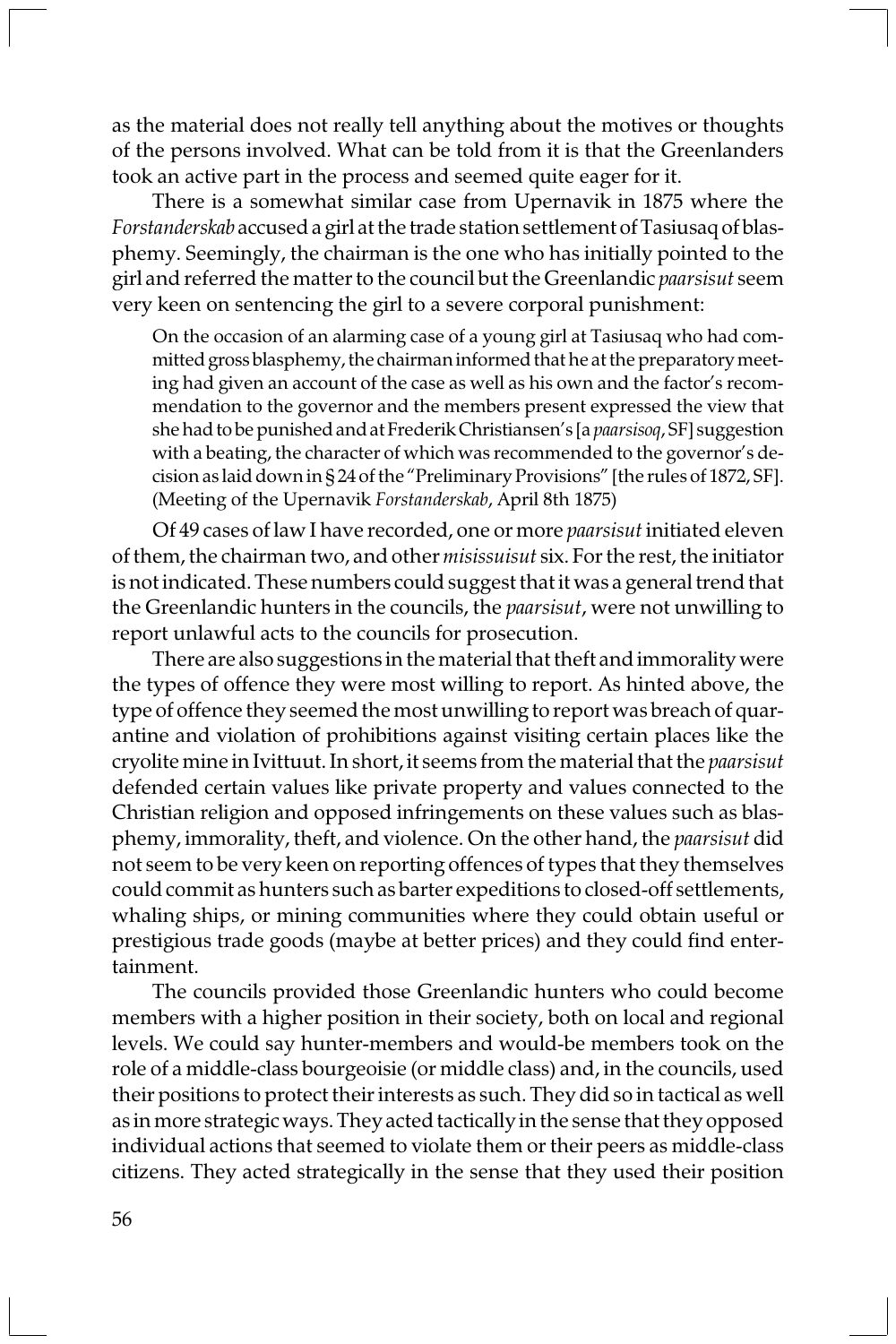as the material does not really tell anything about the motives or thoughts of the persons involved. What can be told from it is that the Greenlanders took an active part in the process and seemed quite eager for it.

There is a somewhat similar case from Upernavik in 1875 where the *Forstanderskab* accused a girl at the trade station settlement of Tasiusaq of blasphemy. Seemingly, the chairman is the one who has initially pointed to the girl and referred the matter to the council but the Greenlandic *paarsisut* seem very keen on sentencing the girl to a severe corporal punishment:

> On the occasion of an alarming case of a young girl at Tasiusaq who had committed gross blasphemy, the chairman informed that he at the preparatory meeting had given an account of the case as well as his own and the factor's recommendation to the governor and the members present expressed the view that she had to be punished and at Frederik Christiansen's [a *paarsisoq*, SF] suggestion with a beating, the character of which was recommended to the governor's decision as laid down in § 24 of the "Preliminary Provisions" [the rules of 1872, SF]. (Meeting of the Upernavik *Forstanderskab*, April 8th 1875)

Of 49 cases of law I have recorded, one or more *paarsisut* initiated eleven of them, the chairman two, and other *mississuisut* six. For the rest, the initiator is not indicated. These numbers could suggest that it was a general trend that the Greenlandic hunters in the councils, the *paarsisut*, were not unwilling to report unlawful acts to the councils for prosecution.

There are also suggestions in the material that theft and immorality were the types of offence they were most willing to report. As hinted above, the type of offence they seemed the most unwilling to report was breach of quarantine and violation of prohibitions against visiting certain places like the cryolite mine in Ivittuut. In short, it seems from the material that the *paarsisut* defended certain values like private property and values connected to the Christian religion and opposed infringements on these values such as blasphemy, immorality, theft, and violence. On the other hand, the *paarsisut* did not seem to be very keen on reporting offences of types that they themselves could commit as hunters such as barter expeditions to closed-off settlements, whaling ships, or mining communities where they could obtain useful or prestigious trade goods (maybe at better prices) and they could find entertainment.

The councils provided those Greenlandic hunters who could become members with a higher position in their society, both on local and regional levels. We could say hunter-members and would-be members took on the role of a middle-class bourgeoisie (or middle class) and, in the councils, used their positions to protect their interests as such. They did so in tactical as well as in more strategic ways. They acted tactically in the sense that they opposed individual actions that seemed to violate them or their peers as middle-class citizens. They acted strategically in the sense that they used their position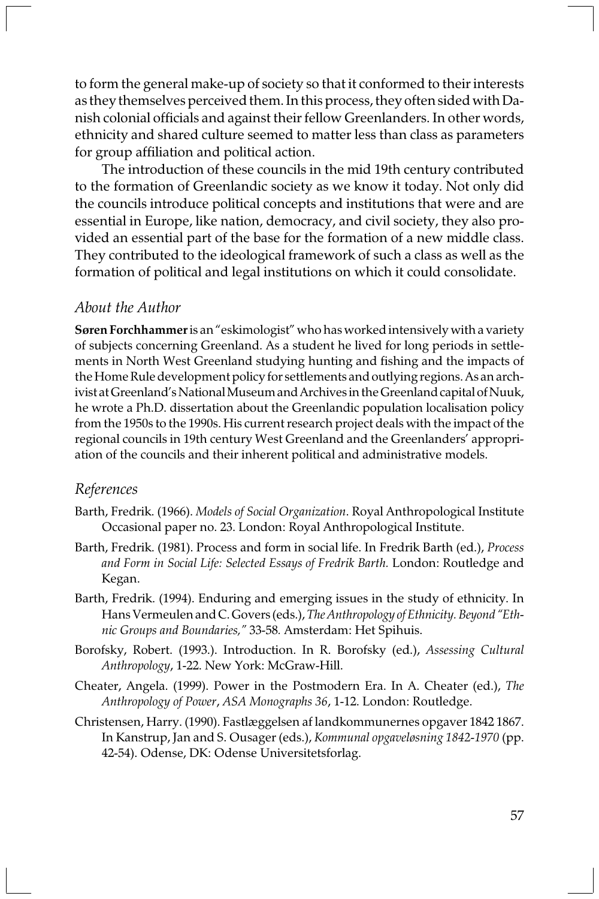to form the general make-up of society so that it conformed to their interests as they themselves perceived them. In this process, they often sided with Danish colonial officials and against their fellow Greenlanders. In other words, ethnicity and shared culture seemed to matter less than class as parameters for group affiliation and political action.

The introduction of these councils in the mid 19th century contributed to the formation of Greenlandic society as we know it today. Not only did the councils introduce political concepts and institutions that were and are essential in Europe, like nation, democracy, and civil society, they also provided an essential part of the base for the formation of a new middle class. They contributed to the ideological framework of such a class as well as the formation of political and legal institutions on which it could consolidate.

## *About the Author*

**Søren Forchhammer** is an "eskimologist" who has worked intensively with a variety of subjects concerning Greenland. As a student he lived for long periods in settlements in North West Greenland studying hunting and fishing and the impacts of the Home Rule development policy for settlements and outlying regions. As an archivist at Greenland's National Museum and Archives in the Greenland capital of Nuuk, he wrote a Ph.D. dissertation about the Greenlandic population localisation policy from the 1950s to the 1990s. His current research project deals with the impact of the regional councils in 19th century West Greenland and the Greenlanders' appropriation of the councils and their inherent political and administrative models.

## *References*

Barth, Fredrik. (1966). *Models of Social Organization*. Royal Anthropological Institute Occasional paper no. 23. London: Royal Anthropological Institute.

Barth, Fredrik. (1981). Process and form in social life. In Fredrik Barth (ed.), *Process and Form in Social Life: Selected Essays of Fredrik Barth.* London: Routledge and Kegan.

Barth, Fredrik. (1994). Enduring and emerging issues in the study of ethnicity. In Hans Vermeulen and C. Govers (eds.), *The Anthropology of Ethnicity. Beyond "Ethnic Groups and Boundaries,"* 33-58. Amsterdam: Het Spihuis.

Borofsky, Robert. (1993.). Introduction. In R. Borofsky (ed.), *Assessing Cultural Anthropology*, 1-22. New York: McGraw-Hill.

Cheater, Angela. (1999). Power in the Postmodern Era. In A. Cheater (ed.), *The Anthropology of Power*, *ASA Monographs 36*, 1-12. London: Routledge.

Christensen, Harry. (1990). Fastlæggelsen af landkommunernes opgaver 1842 1867. In Kanstrup, Jan and S. Ousager (eds.), *Kommunal opgaveløsning 1842-1970* (pp. 42-54). Odense, DK: Odense Universitetsforlag.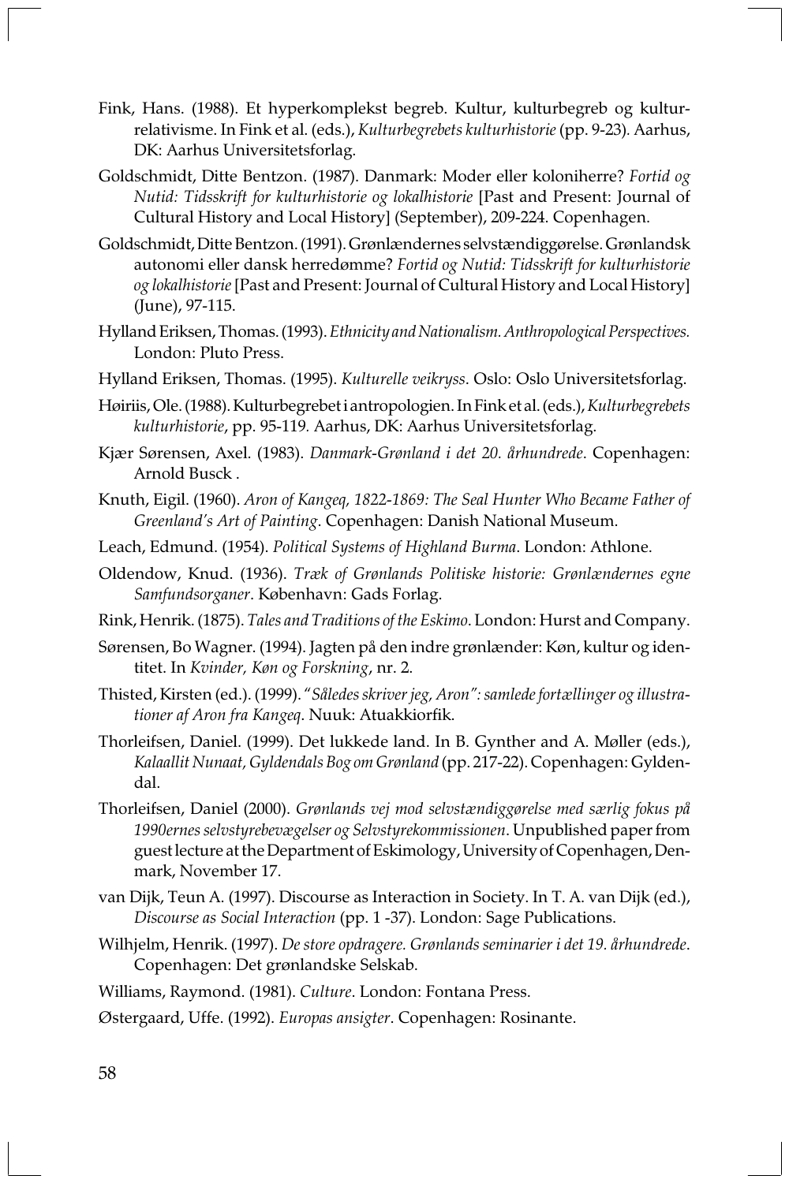Fink, Hans. (1988). Et hyperkomplekst begreb. Kultur, kulturbegreb og kulturrelativisme. In Fink et al. (eds.), *Kulturbegrebets kulturhistorie* (pp. 9-23). Aarhus, DK: Aarhus Universitetsforlag.

Goldschmidt, Ditte Bentzon. (1987). Danmark: Moder eller koloniherre? *Fortid og Nutid: Tidsskrift for kulturhistorie og lokalhistorie* [Past and Present: Journal of Cultural History and Local History] (September), 209-224. Copenhagen.

Goldschmidt, Ditte Bentzon. (1991). Grønlændernes selvstændiggørelse. Grønlandsk autonomi eller dansk herredømme? *Fortid og Nutid: Tidsskrift for kulturhistorie og lokalhistorie* [Past and Present: Journal of Cultural History and Local History] (June), 97-115.

Hylland Eriksen, Thomas. (1993). *Ethnicity and Nationalism. Anthropological Perspectives.* London: Pluto Press.

Hylland Eriksen, Thomas. (1995). *Kulturelle veikryss*. Oslo: Oslo Universitetsforlag.

Høiriis, Ole. (1988). Kulturbegrebet i antropologien. In Fink et al. (eds.), *Kulturbegrebets kulturhistorie*, pp. 95-119. Aarhus, DK: Aarhus Universitetsforlag.

Kjær Sørensen, Axel. (1983). *Danmark-Grønland i det 20. århundrede*. Copenhagen: Arnold Busck .

Knuth, Eigil. (1960). *Aron of Kangeq, 1822-1869: The Seal Hunter Who Became Father of Greenland's Art of Painting*. Copenhagen: Danish National Museum.

Leach, Edmund. (1954). *Political Systems of Highland Burma*. London: Athlone.

Oldendow, Knud. (1936). *Træk of Grønlands Politiske historie: Grønlændernes egne Samfundsorganer*. København: Gads Forlag.

Rink, Henrik. (1875). *Tales and Traditions of the Eskimo*. London: Hurst and Company.

Sørensen, Bo Wagner. (1994). Jagten på den indre grønlænder: Køn, kultur og identitet. In *Kvinder, Køn og Forskning*, nr. 2.

Thisted, Kirsten (ed.). (1999). "*Således skriver jeg, Aron": samlede fortællinger og illustrationer af Aron fra Kangeq*. Nuuk: Atuakkiorfik.

Thorleifsen, Daniel. (1999). Det lukkede land. In B. Gynther and A. Møller (eds.), *Kalaallit Nunaat, Gyldendals Bog om Grønland* (pp. 217-22). Copenhagen: Gyldendal.

Thorleifsen, Daniel (2000). *Grønlands vej mod selvstændiggørelse med særlig fokus på 1990ernes selvstyrebevægelser og Selvstyrekommissionen*. Unpublished paper from guest lecture at the Department of Eskimology, University of Copenhagen, Denmark, November 17.

van Dijk, Teun A. (1997). Discourse as Interaction in Society. In T. A. van Dijk (ed.), *Discourse as Social Interaction* (pp. 1 -37). London: Sage Publications.

Wilhjelm, Henrik. (1997). *De store opdragere. Grønlands seminarier i det 19. århundrede*. Copenhagen: Det grønlandske Selskab.

Williams, Raymond. (1981). *Culture*. London: Fontana Press.

Østergaard, Uffe. (1992). *Europas ansigter*. Copenhagen: Rosinante.